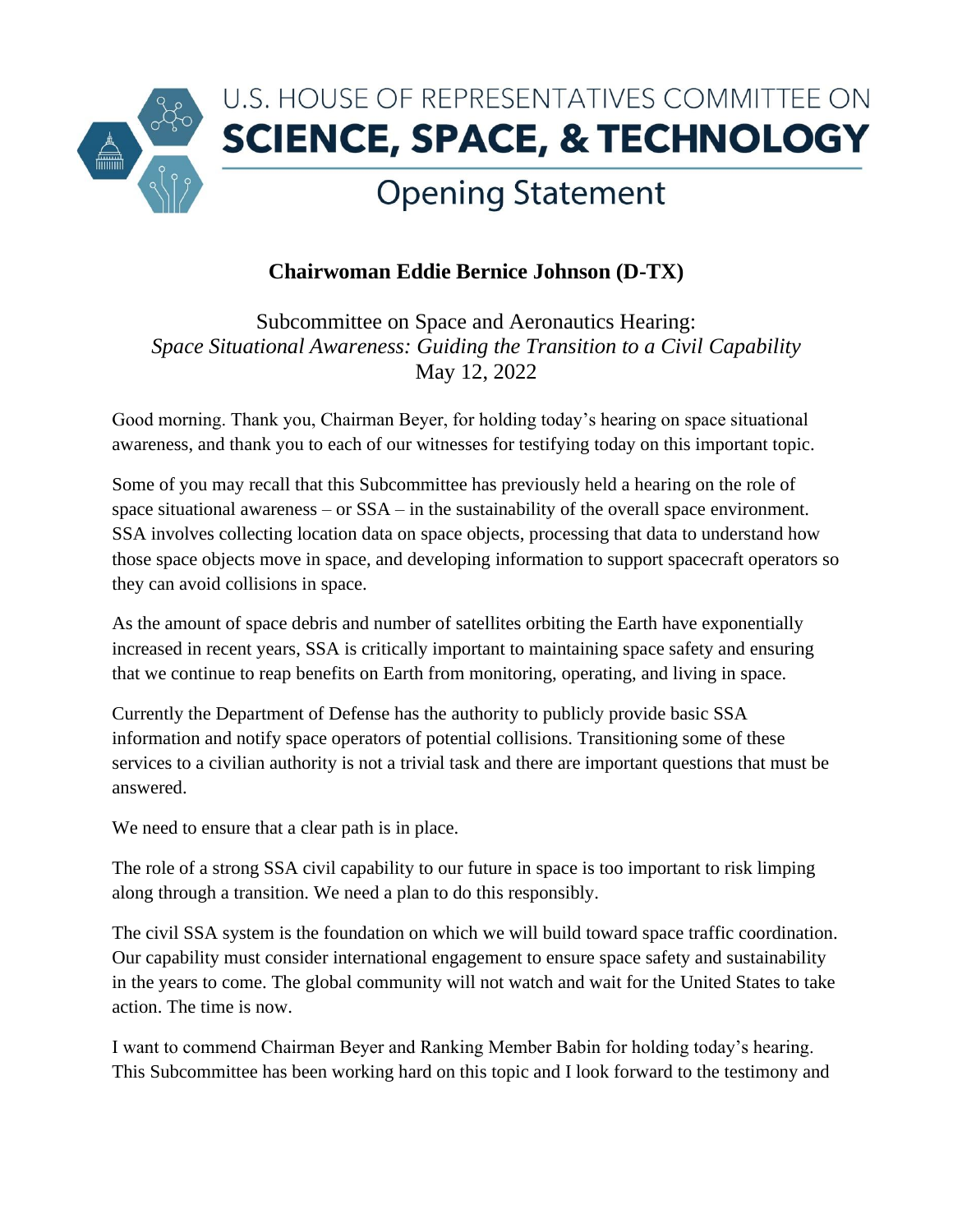# U.S. HOUSE OF REPRESENTATIVES COMMITTEE ON SCIENCE, SPACE, & TECHNOLOGY

## Opening Statement

**Chairwoman Eddie Bernice Johnson (D-TX)**

Subcommittee on Space and Aeronautics Hearing:
*Space Situational Awareness: Guiding the Transition to a Civil Capability*
May 12, 2022

Good morning. Thank you, Chairman Beyer, for holding today's hearing on space situational awareness, and thank you to each of our witnesses for testifying today on this important topic.

Some of you may recall that this Subcommittee has previously held a hearing on the role of space situational awareness – or SSA – in the sustainability of the overall space environment. SSA involves collecting location data on space objects, processing that data to understand how those space objects move in space, and developing information to support spacecraft operators so they can avoid collisions in space.

As the amount of space debris and number of satellites orbiting the Earth have exponentially increased in recent years, SSA is critically important to maintaining space safety and ensuring that we continue to reap benefits on Earth from monitoring, operating, and living in space.

Currently the Department of Defense has the authority to publicly provide basic SSA information and notify space operators of potential collisions. Transitioning some of these services to a civilian authority is not a trivial task and there are important questions that must be answered.

We need to ensure that a clear path is in place.

The role of a strong SSA civil capability to our future in space is too important to risk limping along through a transition. We need a plan to do this responsibly.

The civil SSA system is the foundation on which we will build toward space traffic coordination. Our capability must consider international engagement to ensure space safety and sustainability in the years to come. The global community will not watch and wait for the United States to take action. The time is now.

I want to commend Chairman Beyer and Ranking Member Babin for holding today's hearing. This Subcommittee has been working hard on this topic and I look forward to the testimony and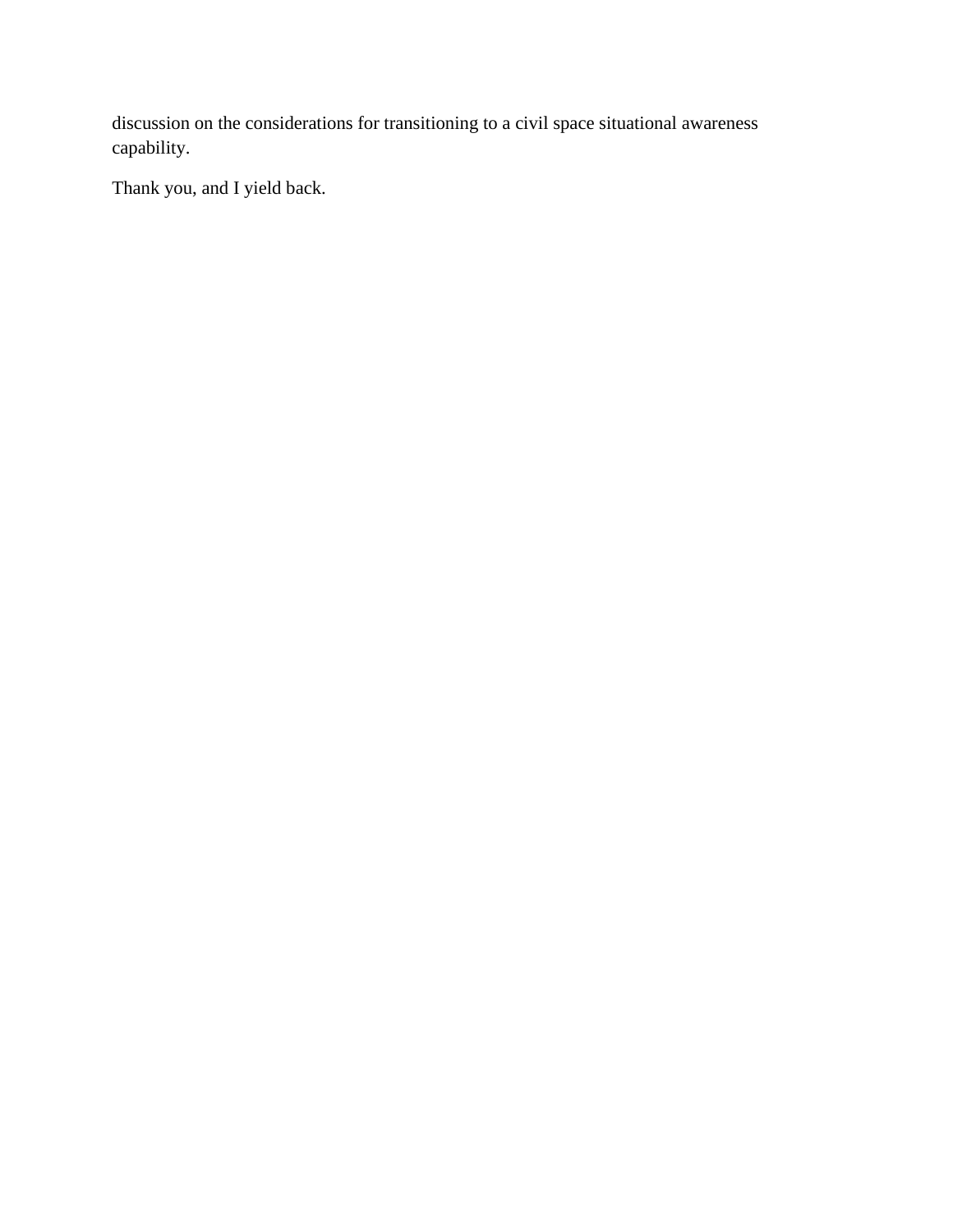discussion on the considerations for transitioning to a civil space situational awareness capability.

Thank you, and I yield back.